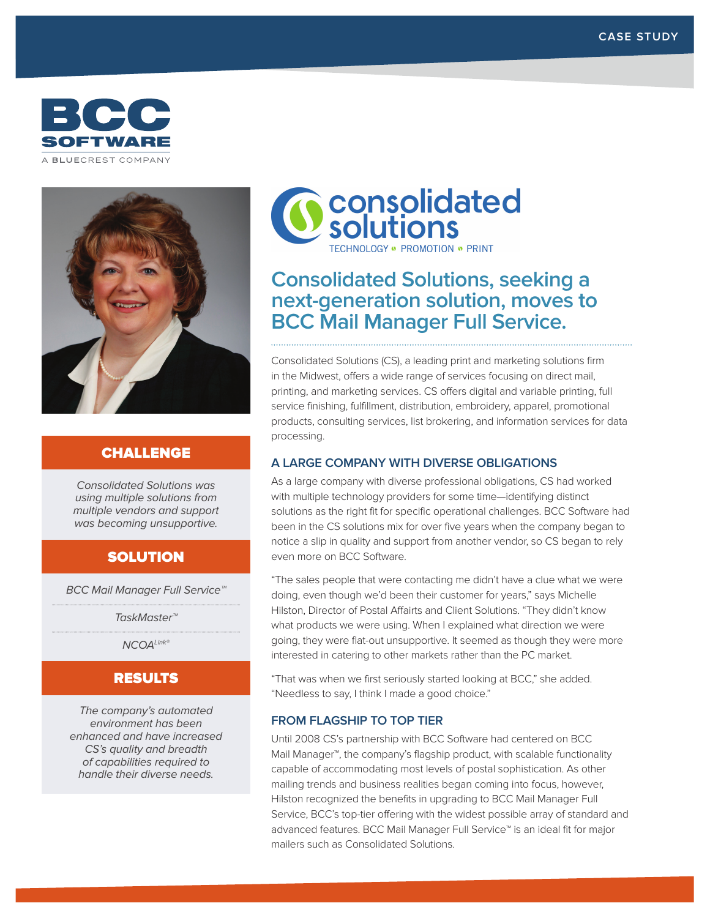CASE STUDY

**BCC SOFTWARE**
A BLUECREST COMPANY

## CHALLENGE

*Consolidated Solutions was using multiple solutions from multiple vendors and support was becoming unsupportive.*

## SOLUTION

*BCC Mail Manager Full Service™*

*TaskMaster™*

*NCOA^Link®*

## RESULTS

*The company's automated environment has been enhanced and have increased CS's quality and breadth of capabilities required to handle their diverse needs.*

consolidated solutions
TECHNOLOGY • PROMOTION • PRINT

# Consolidated Solutions, seeking a next-generation solution, moves to BCC Mail Manager Full Service.

Consolidated Solutions (CS), a leading print and marketing solutions firm in the Midwest, offers a wide range of services focusing on direct mail, printing, and marketing services. CS offers digital and variable printing, full service finishing, fulfillment, distribution, embroidery, apparel, promotional products, consulting services, list brokering, and information services for data processing.

### A LARGE COMPANY WITH DIVERSE OBLIGATIONS

As a large company with diverse professional obligations, CS had worked with multiple technology providers for some time—identifying distinct solutions as the right fit for specific operational challenges. BCC Software had been in the CS solutions mix for over five years when the company began to notice a slip in quality and support from another vendor, so CS began to rely even more on BCC Software.

"The sales people that were contacting me didn't have a clue what we were doing, even though we'd been their customer for years," says Michelle Hilston, Director of Postal Affairs and Client Solutions. "They didn't know what products we were using. When I explained what direction we were going, they were flat-out unsupportive. It seemed as though they were more interested in catering to other markets rather than the PC market.

"That was when we first seriously started looking at BCC," she added. "Needless to say, I think I made a good choice."

### FROM FLAGSHIP TO TOP TIER

Until 2008 CS's partnership with BCC Software had centered on BCC Mail Manager™, the company's flagship product, with scalable functionality capable of accommodating most levels of postal sophistication. As other mailing trends and business realities began coming into focus, however, Hilston recognized the benefits in upgrading to BCC Mail Manager Full Service, BCC's top-tier offering with the widest possible array of standard and advanced features. BCC Mail Manager Full Service™ is an ideal fit for major mailers such as Consolidated Solutions.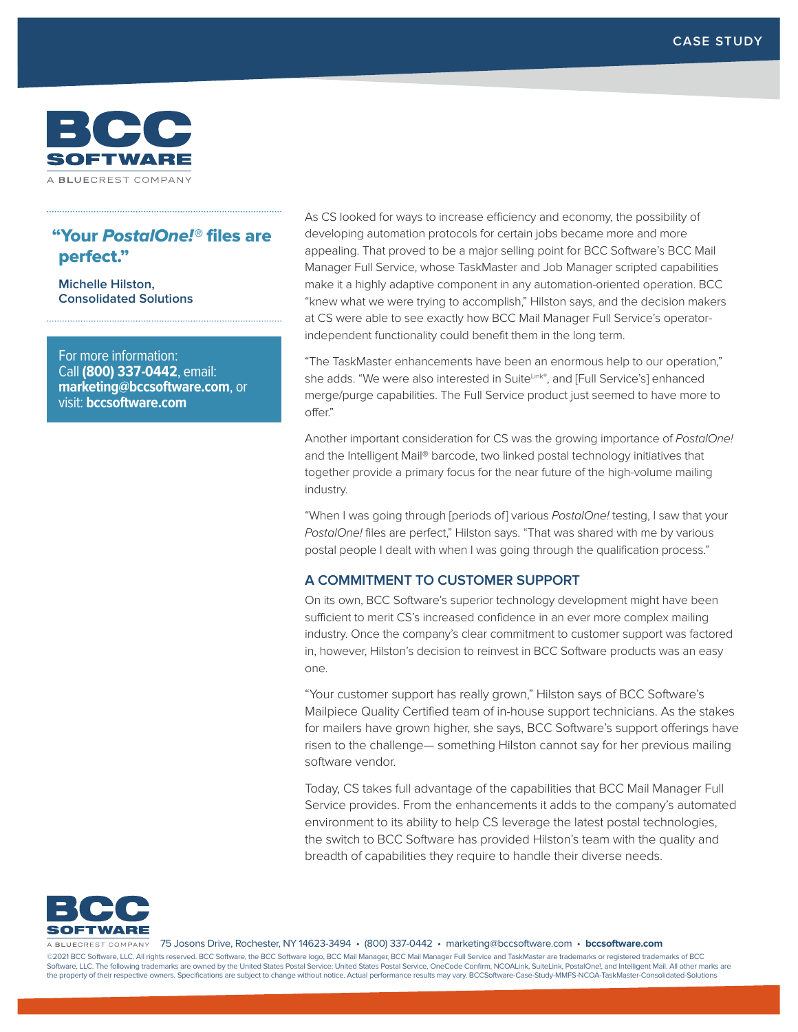CASE STUDY

**BCC SOFTWARE**
A BLUECREST COMPANY

**"Your *PostalOne!*® files are perfect."**

**Michelle Hilston, Consolidated Solutions**

For more information:
Call **(800) 337-0442**, email: **marketing@bccsoftware.com**, or visit: **bccsoftware.com**

As CS looked for ways to increase efficiency and economy, the possibility of developing automation protocols for certain jobs became more and more appealing. That proved to be a major selling point for BCC Software's BCC Mail Manager Full Service, whose TaskMaster and Job Manager scripted capabilities make it a highly adaptive component in any automation-oriented operation. BCC "knew what we were trying to accomplish," Hilston says, and the decision makers at CS were able to see exactly how BCC Mail Manager Full Service's operator-independent functionality could benefit them in the long term.

"The TaskMaster enhancements have been an enormous help to our operation," she adds. "We were also interested in Suite[Link]®, and [Full Service's] enhanced merge/purge capabilities. The Full Service product just seemed to have more to offer."

Another important consideration for CS was the growing importance of *PostalOne!* and the Intelligent Mail® barcode, two linked postal technology initiatives that together provide a primary focus for the near future of the high-volume mailing industry.

"When I was going through [periods of] various *PostalOne!* testing, I saw that your *PostalOne!* files are perfect," Hilston says. "That was shared with me by various postal people I dealt with when I was going through the qualification process."

## A COMMITMENT TO CUSTOMER SUPPORT

On its own, BCC Software's superior technology development might have been sufficient to merit CS's increased confidence in an ever more complex mailing industry. Once the company's clear commitment to customer support was factored in, however, Hilston's decision to reinvest in BCC Software products was an easy one.

"Your customer support has really grown," Hilston says of BCC Software's Mailpiece Quality Certified team of in-house support technicians. As the stakes for mailers have grown higher, she says, BCC Software's support offerings have risen to the challenge— something Hilston cannot say for her previous mailing software vendor.

Today, CS takes full advantage of the capabilities that BCC Mail Manager Full Service provides. From the enhancements it adds to the company's automated environment to its ability to help CS leverage the latest postal technologies, the switch to BCC Software has provided Hilston's team with the quality and breadth of capabilities they require to handle their diverse needs.

75 Josons Drive, Rochester, NY 14623-3494 • (800) 337-0442 • marketing@bccsoftware.com • **bccsoftware.com**

©2021 BCC Software, LLC. All rights reserved. BCC Software, the BCC Software logo, BCC Mail Manager, BCC Mail Manager Full Service and TaskMaster are trademarks or registered trademarks of BCC Software, LLC. The following trademarks are owned by the United States Postal Service: United States Postal Service, OneCode Confirm, NCOALink, SuiteLink, PostalOne!, and Intelligent Mail. All other marks are the property of their respective owners. Specifications are subject to change without notice. Actual performance results may vary. BCCSoftware-Case-Study-MMFS-NCOA-TaskMaster-Consolidated-Solutions